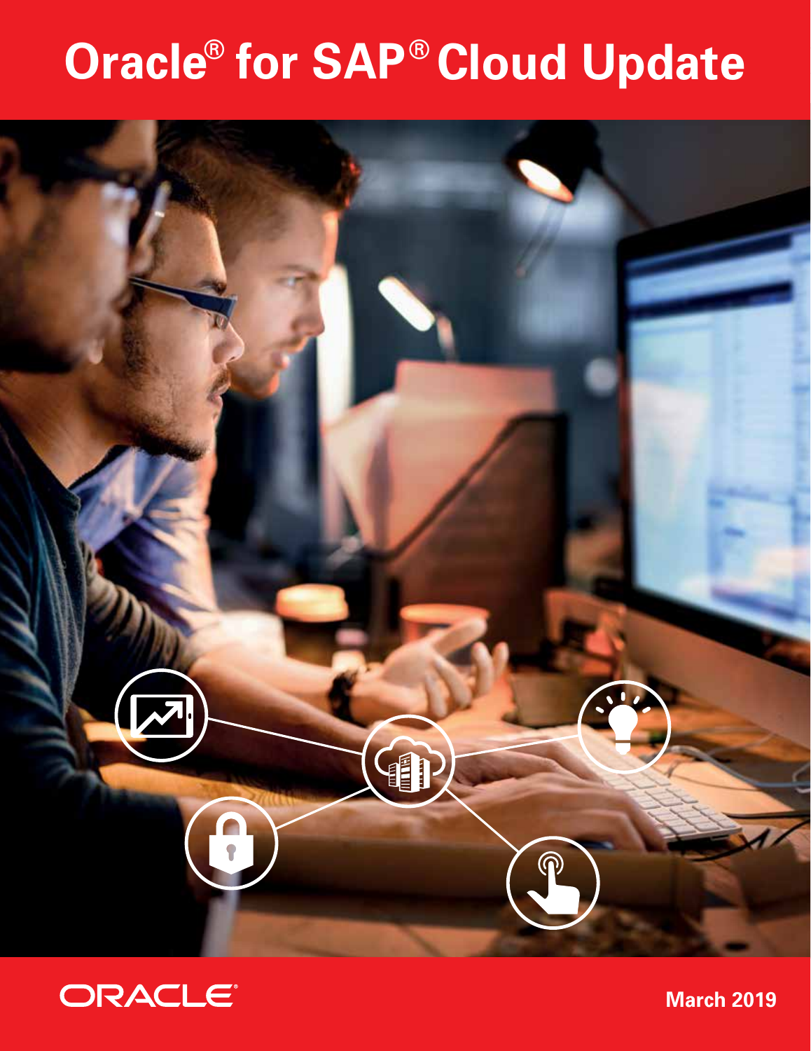# Oracle® for SAP® Cloud Update

ORACLE®

March 2019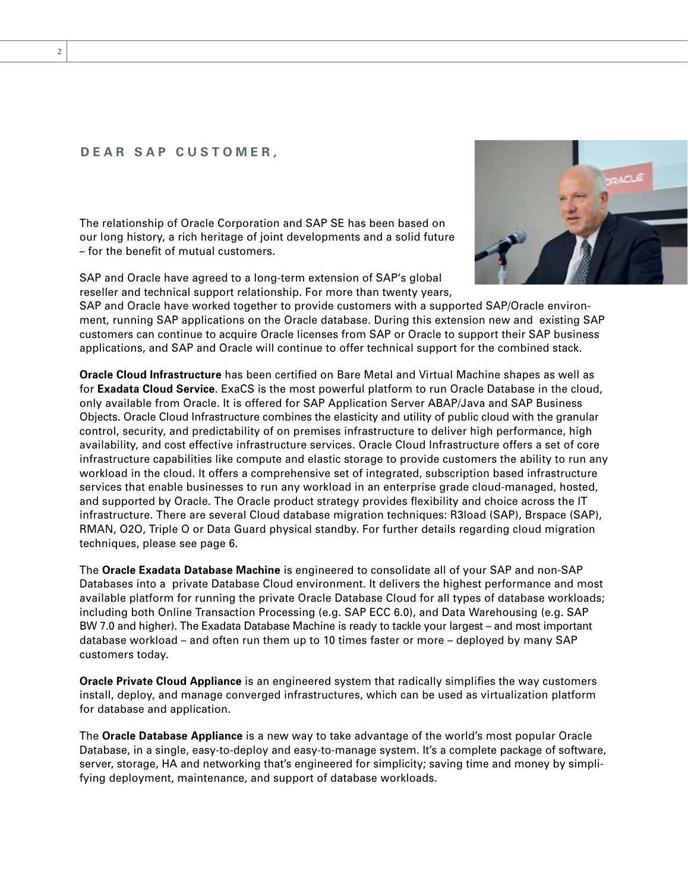## DEAR SAP CUSTOMER,

The relationship of Oracle Corporation and SAP SE has been based on our long history, a rich heritage of joint developments and a solid future – for the benefit of mutual customers.

SAP and Oracle have agreed to a long-term extension of SAP's global reseller and technical support relationship. For more than twenty years, SAP and Oracle have worked together to provide customers with a supported SAP/Oracle environment, running SAP applications on the Oracle database. During this extension new and existing SAP customers can continue to acquire Oracle licenses from SAP or Oracle to support their SAP business applications, and SAP and Oracle will continue to offer technical support for the combined stack.

**Oracle Cloud Infrastructure** has been certified on Bare Metal and Virtual Machine shapes as well as for **Exadata Cloud Service**. ExaCS is the most powerful platform to run Oracle Database in the cloud, only available from Oracle. It is offered for SAP Application Server ABAP/Java and SAP Business Objects. Oracle Cloud Infrastructure combines the elasticity and utility of public cloud with the granular control, security, and predictability of on premises infrastructure to deliver high performance, high availability, and cost effective infrastructure services. Oracle Cloud Infrastructure offers a set of core infrastructure capabilities like compute and elastic storage to provide customers the ability to run any workload in the cloud. It offers a comprehensive set of integrated, subscription based infrastructure services that enable businesses to run any workload in an enterprise grade cloud-managed, hosted, and supported by Oracle. The Oracle product strategy provides flexibility and choice across the IT infrastructure. There are several Cloud database migration techniques: R3load (SAP), Brspace (SAP), RMAN, O2O, Triple O or Data Guard physical standby. For further details regarding cloud migration techniques, please see page 6.

The **Oracle Exadata Database Machine** is engineered to consolidate all of your SAP and non-SAP Databases into a private Database Cloud environment. It delivers the highest performance and most available platform for running the private Oracle Database Cloud for all types of database workloads; including both Online Transaction Processing (e.g. SAP ECC 6.0), and Data Warehousing (e.g. SAP BW 7.0 and higher). The Exadata Database Machine is ready to tackle your largest – and most important database workload – and often run them up to 10 times faster or more – deployed by many SAP customers today.

**Oracle Private Cloud Appliance** is an engineered system that radically simplifies the way customers install, deploy, and manage converged infrastructures, which can be used as virtualization platform for database and application.

The **Oracle Database Appliance** is a new way to take advantage of the world's most popular Oracle Database, in a single, easy-to-deploy and easy-to-manage system. It's a complete package of software, server, storage, HA and networking that's engineered for simplicity; saving time and money by simplifying deployment, maintenance, and support of database workloads.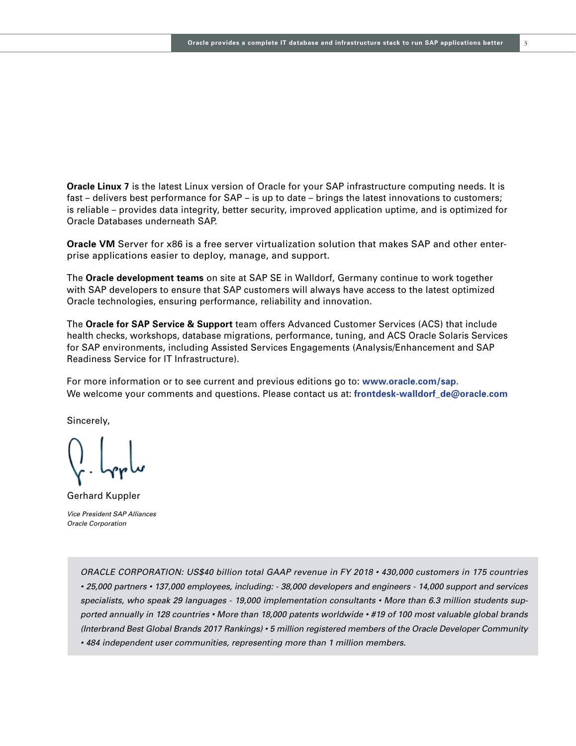**Oracle Linux 7** is the latest Linux version of Oracle for your SAP infrastructure computing needs. It is fast – delivers best performance for SAP – is up to date – brings the latest innovations to customers; is reliable – provides data integrity, better security, improved application uptime, and is optimized for Oracle Databases underneath SAP.

**Oracle VM** Server for x86 is a free server virtualization solution that makes SAP and other enterprise applications easier to deploy, manage, and support.

The **Oracle development teams** on site at SAP SE in Walldorf, Germany continue to work together with SAP developers to ensure that SAP customers will always have access to the latest optimized Oracle technologies, ensuring performance, reliability and innovation.

The **Oracle for SAP Service & Support** team offers Advanced Customer Services (ACS) that include health checks, workshops, database migrations, performance, tuning, and ACS Oracle Solaris Services for SAP environments, including Assisted Services Engagements (Analysis/Enhancement and SAP Readiness Service for IT Infrastructure).

For more information or to see current and previous editions go to: **www.oracle.com/sap.**
We welcome your comments and questions. Please contact us at: **frontdesk-walldorf_de@oracle.com**

Sincerely,

Gerhard Kuppler

*Vice President SAP Alliances*
*Oracle Corporation*

*ORACLE CORPORATION: US$40 billion total GAAP revenue in FY 2018 • 430,000 customers in 175 countries • 25,000 partners • 137,000 employees, including: - 38,000 developers and engineers - 14,000 support and services specialists, who speak 29 languages - 19,000 implementation consultants • More than 6.3 million students supported annually in 128 countries • More than 18,000 patents worldwide • #19 of 100 most valuable global brands (Interbrand Best Global Brands 2017 Rankings) • 5 million registered members of the Oracle Developer Community • 484 independent user communities, representing more than 1 million members.*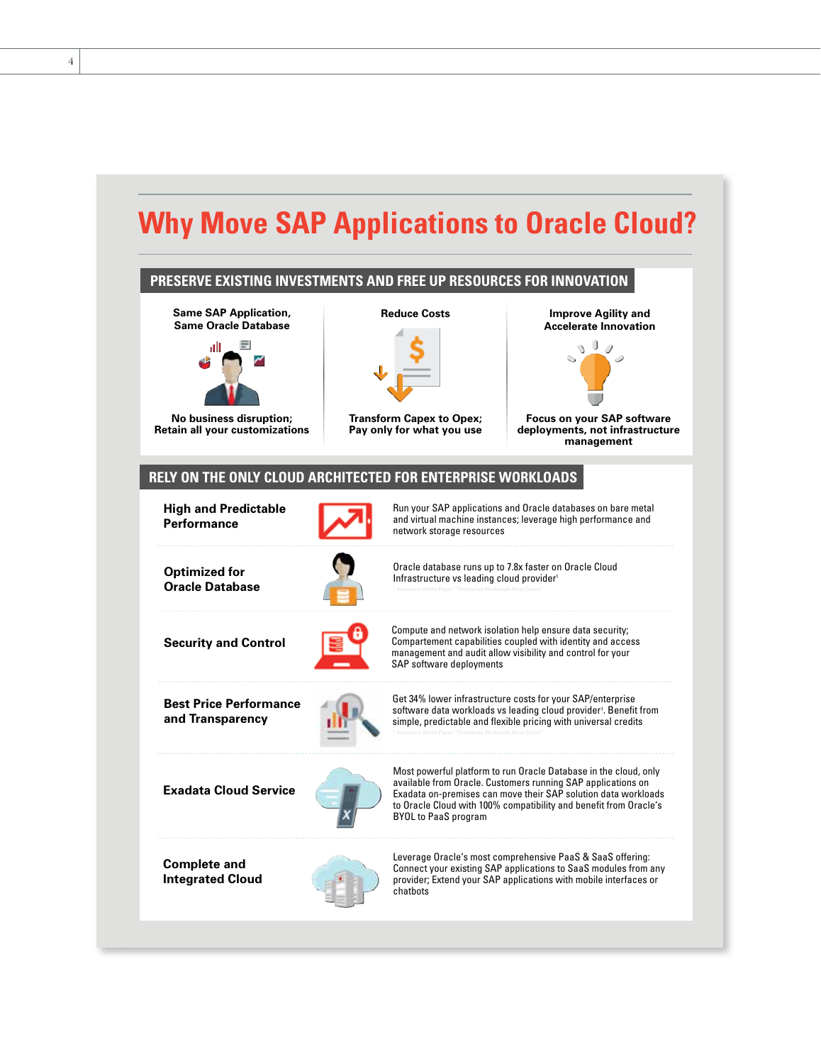# Why Move SAP Applications to Oracle Cloud?

## PRESERVE EXISTING INVESTMENTS AND FREE UP RESOURCES FOR INNOVATION

**Same SAP Application, Same Oracle Database**

No business disruption; Retain all your customizations

**Reduce Costs**

Transform Capex to Opex; Pay only for what you use

**Improve Agility and Accelerate Innovation**

Focus on your SAP software deployments, not infrastructure management

## RELY ON THE ONLY CLOUD ARCHITECTED FOR ENTERPRISE WORKLOADS

**High and Predictable Performance**

Run your SAP applications and Oracle databases on bare metal and virtual machine instances; leverage high performance and network storage resources

**Optimized for Oracle Database**

Oracle database runs up to 7.8x faster on Oracle Cloud Infrastructure vs leading cloud provider[1]

[1] Accenture White Paper: "Enterprise Workloads Meet Cloud"

**Security and Control**

Compute and network isolation help ensure data security; Compartement capabilities coupled with identity and access management and audit allow visibility and control for your SAP software deployments

**Best Price Performance and Transparency**

Get 34% lower infrastructure costs for your SAP/enterprise software data workloads vs leading cloud provider[1]. Benefit from simple, predictable and flexible pricing with universal credits

[1] Accenture White Paper: "Enterprise Workloads Meet Cloud"

**Exadata Cloud Service**

Most powerful platform to run Oracle Database in the cloud, only available from Oracle. Customers running SAP applications on Exadata on-premises can move their SAP solution data workloads to Oracle Cloud with 100% compatibility and benefit from Oracle's BYOL to PaaS program

**Complete and Integrated Cloud**

Leverage Oracle's most comprehensive PaaS & SaaS offering: Connect your existing SAP applications to SaaS modules from any provider; Extend your SAP applications with mobile interfaces or chatbots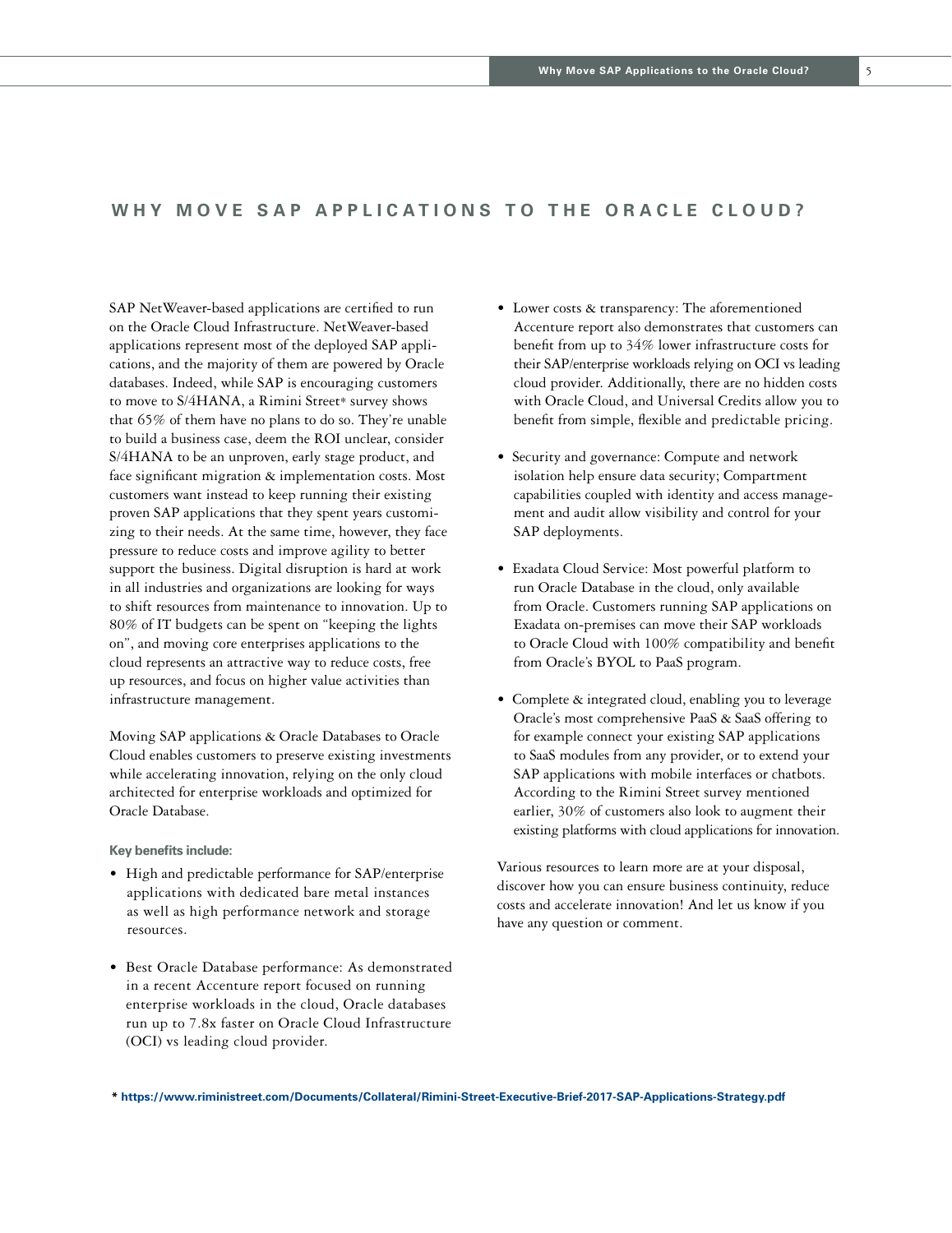## WHY MOVE SAP APPLICATIONS TO THE ORACLE CLOUD?

SAP NetWeaver-based applications are certified to run on the Oracle Cloud Infrastructure. NetWeaver-based applications represent most of the deployed SAP applications, and the majority of them are powered by Oracle databases. Indeed, while SAP is encouraging customers to move to S/4HANA, a Rimini Street* survey shows that 65% of them have no plans to do so. They're unable to build a business case, deem the ROI unclear, consider S/4HANA to be an unproven, early stage product, and face significant migration & implementation costs. Most customers want instead to keep running their existing proven SAP applications that they spent years customizing to their needs. At the same time, however, they face pressure to reduce costs and improve agility to better support the business. Digital disruption is hard at work in all industries and organizations are looking for ways to shift resources from maintenance to innovation. Up to 80% of IT budgets can be spent on "keeping the lights on", and moving core enterprises applications to the cloud represents an attractive way to reduce costs, free up resources, and focus on higher value activities than infrastructure management.

Moving SAP applications & Oracle Databases to Oracle Cloud enables customers to preserve existing investments while accelerating innovation, relying on the only cloud architected for enterprise workloads and optimized for Oracle Database.

**Key benefits include:**

- High and predictable performance for SAP/enterprise applications with dedicated bare metal instances as well as high performance network and storage resources.
- Best Oracle Database performance: As demonstrated in a recent Accenture report focused on running enterprise workloads in the cloud, Oracle databases run up to 7.8x faster on Oracle Cloud Infrastructure (OCI) vs leading cloud provider.
- Lower costs & transparency: The aforementioned Accenture report also demonstrates that customers can benefit from up to 34% lower infrastructure costs for their SAP/enterprise workloads relying on OCI vs leading cloud provider. Additionally, there are no hidden costs with Oracle Cloud, and Universal Credits allow you to benefit from simple, flexible and predictable pricing.
- Security and governance: Compute and network isolation help ensure data security; Compartment capabilities coupled with identity and access management and audit allow visibility and control for your SAP deployments.
- Exadata Cloud Service: Most powerful platform to run Oracle Database in the cloud, only available from Oracle. Customers running SAP applications on Exadata on-premises can move their SAP workloads to Oracle Cloud with 100% compatibility and benefit from Oracle's BYOL to PaaS program.
- Complete & integrated cloud, enabling you to leverage Oracle's most comprehensive PaaS & SaaS offering to for example connect your existing SAP applications to SaaS modules from any provider, or to extend your SAP applications with mobile interfaces or chatbots. According to the Rimini Street survey mentioned earlier, 30% of customers also look to augment their existing platforms with cloud applications for innovation.

Various resources to learn more are at your disposal, discover how you can ensure business continuity, reduce costs and accelerate innovation! And let us know if you have any question or comment.

* https://www.riministreet.com/Documents/Collateral/Rimini-Street-Executive-Brief-2017-SAP-Applications-Strategy.pdf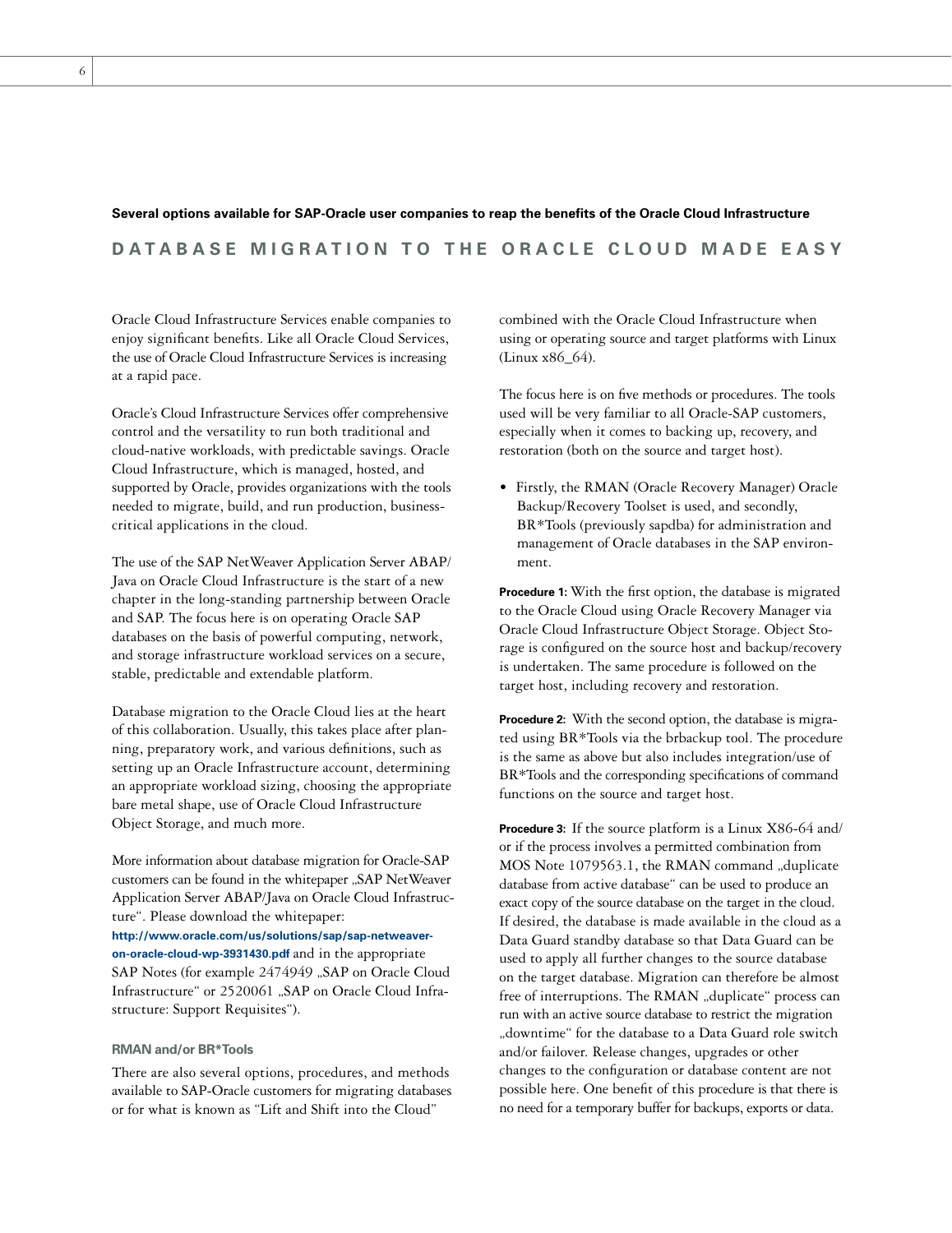**Several options available for SAP-Oracle user companies to reap the benefits of the Oracle Cloud Infrastructure**

# DATABASE MIGRATION TO THE ORACLE CLOUD MADE EASY

Oracle Cloud Infrastructure Services enable companies to enjoy significant benefits. Like all Oracle Cloud Services, the use of Oracle Cloud Infrastructure Services is increasing at a rapid pace.

Oracle's Cloud Infrastructure Services offer comprehensive control and the versatility to run both traditional and cloud-native workloads, with predictable savings. Oracle Cloud Infrastructure, which is managed, hosted, and supported by Oracle, provides organizations with the tools needed to migrate, build, and run production, business-critical applications in the cloud.

The use of the SAP NetWeaver Application Server ABAP/Java on Oracle Cloud Infrastructure is the start of a new chapter in the long-standing partnership between Oracle and SAP. The focus here is on operating Oracle SAP databases on the basis of powerful computing, network, and storage infrastructure workload services on a secure, stable, predictable and extendable platform.

Database migration to the Oracle Cloud lies at the heart of this collaboration. Usually, this takes place after planning, preparatory work, and various definitions, such as setting up an Oracle Infrastructure account, determining an appropriate workload sizing, choosing the appropriate bare metal shape, use of Oracle Cloud Infrastructure Object Storage, and much more.

More information about database migration for Oracle-SAP customers can be found in the whitepaper „SAP NetWeaver Application Server ABAP/Java on Oracle Cloud Infrastructure". Please download the whitepaper: **http://www.oracle.com/us/solutions/sap/sap-netweaver-on-oracle-cloud-wp-3931430.pdf** and in the appropriate SAP Notes (for example 2474949 „SAP on Oracle Cloud Infrastructure" or 2520061 „SAP on Oracle Cloud Infrastructure: Support Requisites").

### RMAN and/or BR*Tools

There are also several options, procedures, and methods available to SAP-Oracle customers for migrating databases or for what is known as "Lift and Shift into the Cloud" combined with the Oracle Cloud Infrastructure when using or operating source and target platforms with Linux (Linux x86_64).

The focus here is on five methods or procedures. The tools used will be very familiar to all Oracle-SAP customers, especially when it comes to backing up, recovery, and restoration (both on the source and target host).

- Firstly, the RMAN (Oracle Recovery Manager) Oracle Backup/Recovery Toolset is used, and secondly, BR*Tools (previously sapdba) for administration and management of Oracle databases in the SAP environment.

**Procedure 1:** With the first option, the database is migrated to the Oracle Cloud using Oracle Recovery Manager via Oracle Cloud Infrastructure Object Storage. Object Storage is configured on the source host and backup/recovery is undertaken. The same procedure is followed on the target host, including recovery and restoration.

**Procedure 2:** With the second option, the database is migrated using BR*Tools via the brbackup tool. The procedure is the same as above but also includes integration/use of BR*Tools and the corresponding specifications of command functions on the source and target host.

**Procedure 3:** If the source platform is a Linux X86-64 and/or if the process involves a permitted combination from MOS Note 1079563.1, the RMAN command „duplicate database from active database" can be used to produce an exact copy of the source database on the target in the cloud. If desired, the database is made available in the cloud as a Data Guard standby database so that Data Guard can be used to apply all further changes to the source database on the target database. Migration can therefore be almost free of interruptions. The RMAN „duplicate" process can run with an active source database to restrict the migration „downtime" for the database to a Data Guard role switch and/or failover. Release changes, upgrades or other changes to the configuration or database content are not possible here. One benefit of this procedure is that there is no need for a temporary buffer for backups, exports or data.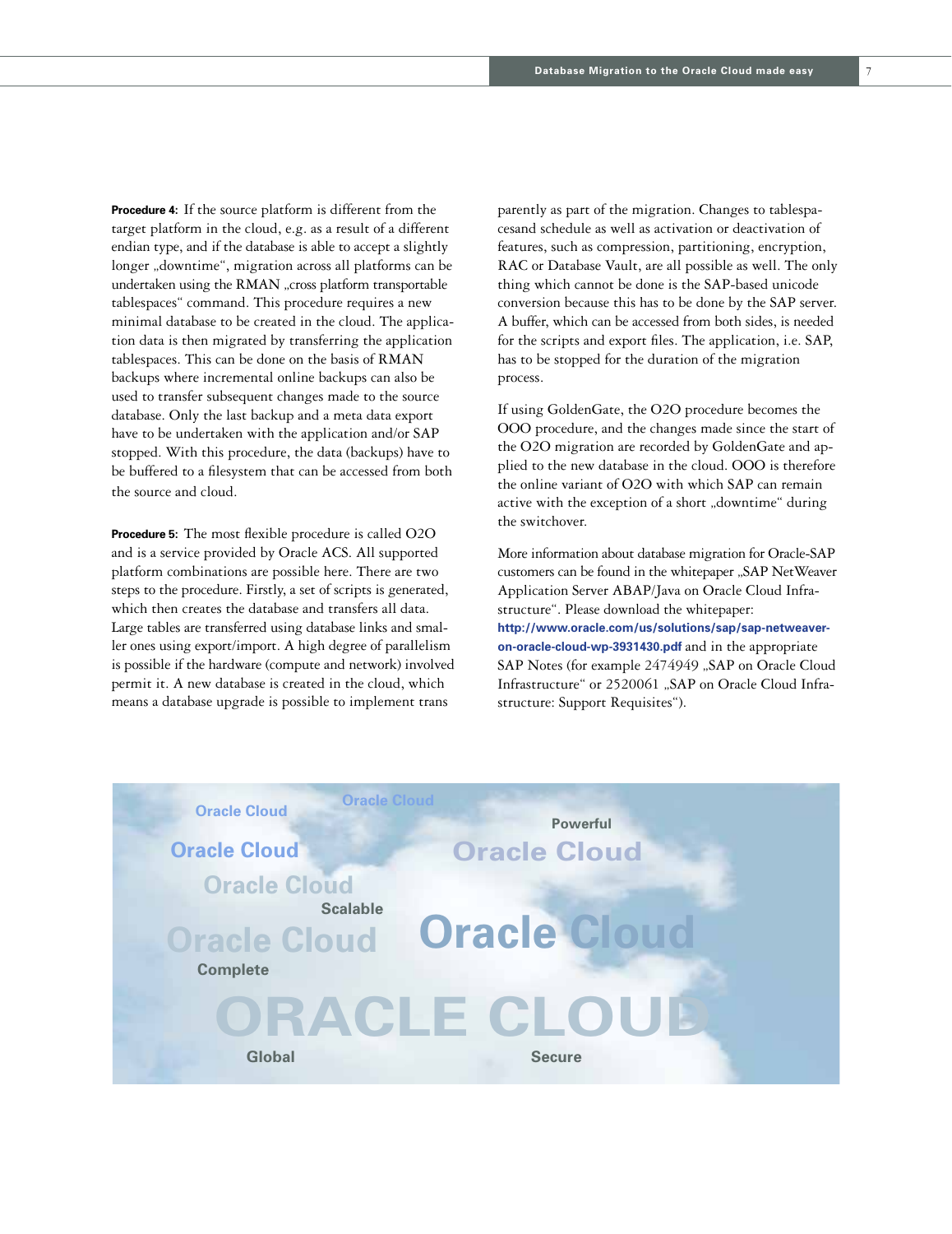**Procedure 4:** If the source platform is different from the target platform in the cloud, e.g. as a result of a different endian type, and if the database is able to accept a slightly longer „downtime“, migration across all platforms can be undertaken using the RMAN „cross platform transportable tablespaces“ command. This procedure requires a new minimal database to be created in the cloud. The application data is then migrated by transferring the application tablespaces. This can be done on the basis of RMAN backups where incremental online backups can also be used to transfer subsequent changes made to the source database. Only the last backup and a meta data export have to be undertaken with the application and/or SAP stopped. With this procedure, the data (backups) have to be buffered to a filesystem that can be accessed from both the source and cloud.

**Procedure 5:** The most flexible procedure is called O2O and is a service provided by Oracle ACS. All supported platform combinations are possible here. There are two steps to the procedure. Firstly, a set of scripts is generated, which then creates the database and transfers all data. Large tables are transferred using database links and smaller ones using export/import. A high degree of parallelism is possible if the hardware (compute and network) involved permit it. A new database is created in the cloud, which means a database upgrade is possible to implement transparently as part of the migration. Changes to tablespacesand schedule as well as activation or deactivation of features, such as compression, partitioning, encryption, RAC or Database Vault, are all possible as well. The only thing which cannot be done is the SAP-based unicode conversion because this has to be done by the SAP server. A buffer, which can be accessed from both sides, is needed for the scripts and export files. The application, i.e. SAP, has to be stopped for the duration of the migration process.

If using GoldenGate, the O2O procedure becomes the OOO procedure, and the changes made since the start of the O2O migration are recorded by GoldenGate and applied to the new database in the cloud. OOO is therefore the online variant of O2O with which SAP can remain active with the exception of a short „downtime“ during the switchover.

More information about database migration for Oracle-SAP customers can be found in the whitepaper „SAP NetWeaver Application Server ABAP/Java on Oracle Cloud Infrastructure“. Please download the whitepaper: **http://www.oracle.com/us/solutions/sap/sap-netweaver-on-oracle-cloud-wp-3931430.pdf** and in the appropriate SAP Notes (for example 2474949 „SAP on Oracle Cloud Infrastructure“ or 2520061 „SAP on Oracle Cloud Infrastructure: Support Requisites“).

Oracle Cloud
Oracle Cloud
Powerful
Oracle Cloud
Oracle Cloud
Oracle Cloud
Scalable
Oracle Cloud
Oracle Cloud
Complete
ORACLE CLOUD
Global
Secure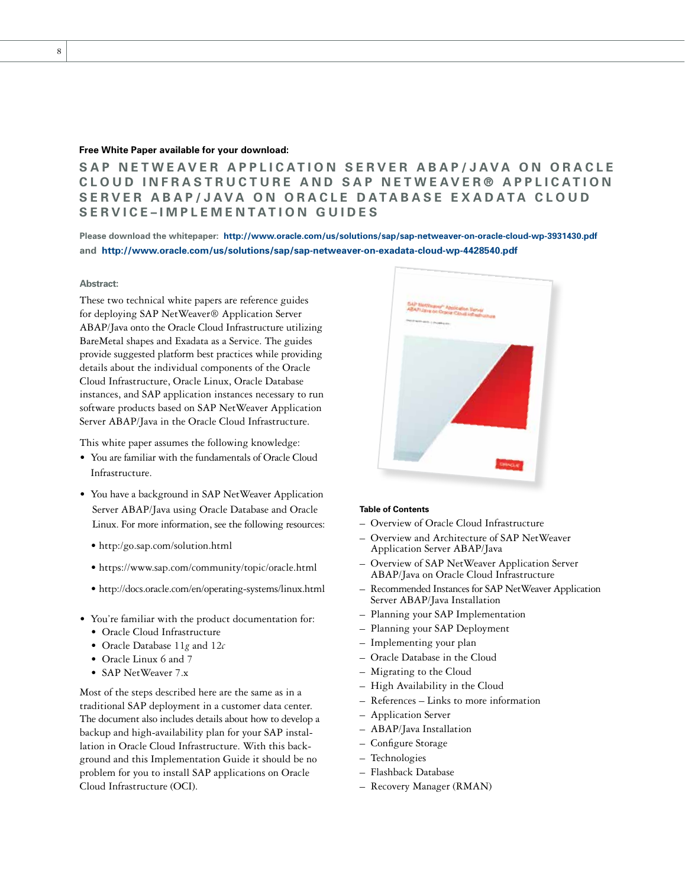**Free White Paper available for your download:**

## SAP NETWEAVER APPLICATION SERVER ABAP/JAVA ON ORACLE CLOUD INFRASTRUCTURE AND SAP NETWEAVER® APPLICATION SERVER ABAP/JAVA ON ORACLE DATABASE EXADATA CLOUD SERVICE–IMPLEMENTATION GUIDES

**Please download the whitepaper: http://www.oracle.com/us/solutions/sap/sap-netweaver-on-oracle-cloud-wp-3931430.pdf and http://www.oracle.com/us/solutions/sap/sap-netweaver-on-exadata-cloud-wp-4428540.pdf**

**Abstract:**

These two technical white papers are reference guides for deploying SAP NetWeaver® Application Server ABAP/Java onto the Oracle Cloud Infrastructure utilizing BareMetal shapes and Exadata as a Service. The guides provide suggested platform best practices while providing details about the individual components of the Oracle Cloud Infrastructure, Oracle Linux, Oracle Database instances, and SAP application instances necessary to run software products based on SAP NetWeaver Application Server ABAP/Java in the Oracle Cloud Infrastructure.

This white paper assumes the following knowledge:

- You are familiar with the fundamentals of Oracle Cloud Infrastructure.
- You have a background in SAP NetWeaver Application Server ABAP/Java using Oracle Database and Oracle Linux. For more information, see the following resources:
  - http:/go.sap.com/solution.html
  - https://www.sap.com/community/topic/oracle.html
  - http://docs.oracle.com/en/operating-systems/linux.html
- You're familiar with the product documentation for:
  - Oracle Cloud Infrastructure
  - Oracle Database 11*g* and 12*c*
  - Oracle Linux 6 and 7
  - SAP NetWeaver 7.x

Most of the steps described here are the same as in a traditional SAP deployment in a customer data center. The document also includes details about how to develop a backup and high-availability plan for your SAP installation in Oracle Cloud Infrastructure. With this background and this Implementation Guide it should be no problem for you to install SAP applications on Oracle Cloud Infrastructure (OCI).

**Table of Contents**

- Overview of Oracle Cloud Infrastructure
- Overview and Architecture of SAP NetWeaver Application Server ABAP/Java
- Overview of SAP NetWeaver Application Server ABAP/Java on Oracle Cloud Infrastructure
- Recommended Instances for SAP NetWeaver Application Server ABAP/Java Installation
- Planning your SAP Implementation
- Planning your SAP Deployment
- Implementing your plan
- Oracle Database in the Cloud
- Migrating to the Cloud
- High Availability in the Cloud
- References – Links to more information
- Application Server
- ABAP/Java Installation
- Configure Storage
- Technologies
- Flashback Database
- Recovery Manager (RMAN)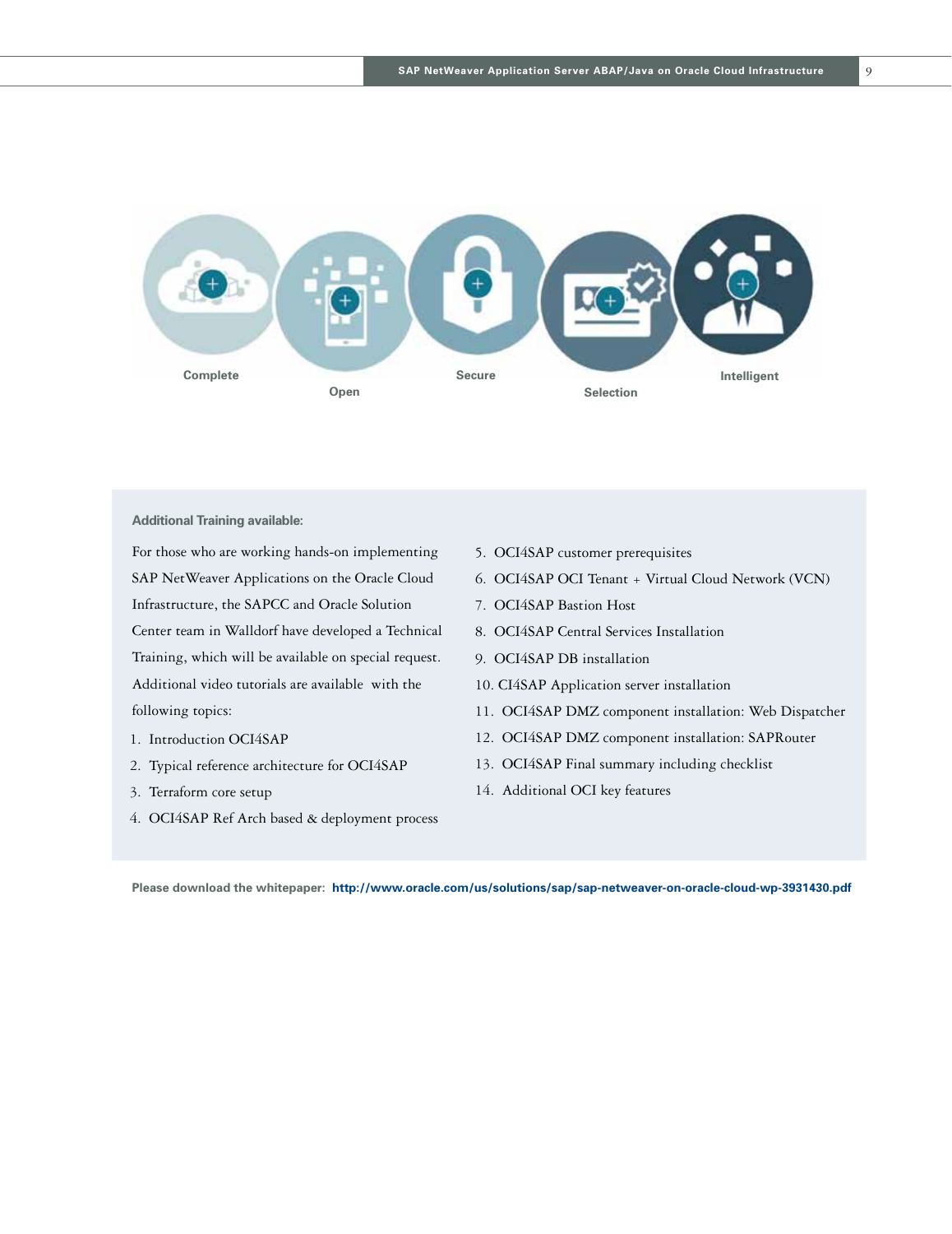Complete

Open

Secure

Selection

Intelligent

**Additional Training available:**

For those who are working hands-on implementing SAP NetWeaver Applications on the Oracle Cloud Infrastructure, the SAPCC and Oracle Solution Center team in Walldorf have developed a Technical Training, which will be available on special request. Additional video tutorials are available with the following topics:

1. Introduction OCI4SAP
2. Typical reference architecture for OCI4SAP
3. Terraform core setup
4. OCI4SAP Ref Arch based & deployment process
5. OCI4SAP customer prerequisites
6. OCI4SAP OCI Tenant + Virtual Cloud Network (VCN)
7. OCI4SAP Bastion Host
8. OCI4SAP Central Services Installation
9. OCI4SAP DB installation
10. CI4SAP Application server installation
11. OCI4SAP DMZ component installation: Web Dispatcher
12. OCI4SAP DMZ component installation: SAPRouter
13. OCI4SAP Final summary including checklist
14. Additional OCI key features

**Please download the whitepaper:** **http://www.oracle.com/us/solutions/sap/sap-netweaver-on-oracle-cloud-wp-3931430.pdf**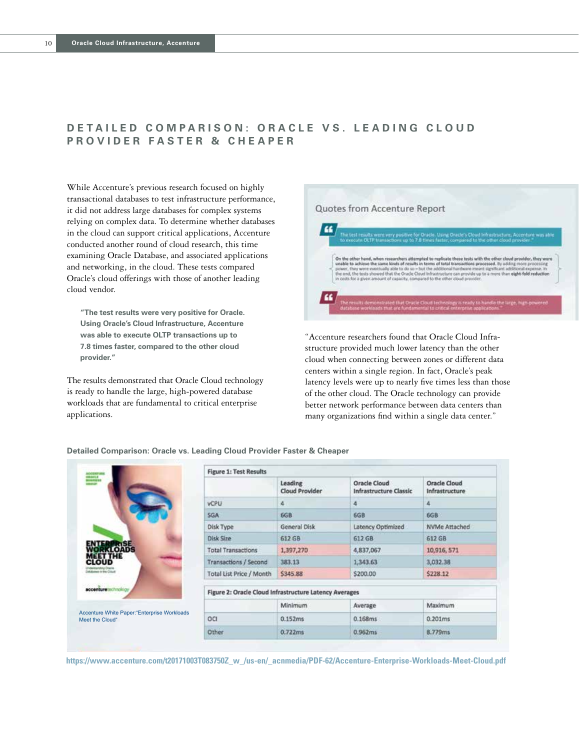## DETAILED COMPARISON: ORACLE VS. LEADING CLOUD PROVIDER FASTER & CHEAPER

While Accenture's previous research focused on highly transactional databases to test infrastructure performance, it did not address large databases for complex systems relying on complex data. To determine whether databases in the cloud can support critical applications, Accenture conducted another round of cloud research, this time examining Oracle Database, and associated applications and networking, in the cloud. These tests compared Oracle's cloud offerings with those of another leading cloud vendor.

> **"The test results were very positive for Oracle. Using Oracle's Cloud Infrastructure, Accenture was able to execute OLTP transactions up to 7.8 times faster, compared to the other cloud provider."**

The results demonstrated that Oracle Cloud technology is ready to handle the large, high-powered database workloads that are fundamental to critical enterprise applications.

**Quotes from Accenture Report**

"The test results were very positive for Oracle. Using Oracle's Cloud Infrastructure, Accenture was able to execute OLTP transactions up to 7.8 times faster, compared to the other cloud provider."

On the other hand, when researchers attempted to replicate these tests with the other cloud provider, they were unable to achieve the same kinds of results in terms of total transactions processed. By adding more processing power, they were eventually able to do so – but the additional hardware meant significant additional expense. In the end, the tests showed that the Oracle Cloud Infrastructure can provide up to a more than **eight-fold reduction** in costs for a given amount of capacity, compared to the other cloud provider.

"The results demonstrated that Oracle Cloud technology is ready to handle the large, high-powered database workloads that are fundamental to critical enterprise applications."

"Accenture researchers found that Oracle Cloud Infrastructure provided much lower latency than the other cloud when connecting between zones or different data centers within a single region. In fact, Oracle's peak latency levels were up to nearly five times less than those of the other cloud. The Oracle technology can provide better network performance between data centers than many organizations find within a single data center."

**Detailed Comparison: Oracle vs. Leading Cloud Provider Faster & Cheaper**

Accenture White Paper:"Enterprise Workloads Meet the Cloud"

**Figure 1: Test Results**

| | Leading Cloud Provider | Oracle Cloud Infrastructure Classic | Oracle Cloud Infrastructure |
|---|---|---|---|
| vCPU | 4 | 4 | 4 |
| SGA | 6GB | 6GB | 6GB |
| Disk Type | General Disk | Latency Optimized | NVMe Attached |
| Disk Size | 612 GB | 612 GB | 612 GB |
| Total Transactions | 1,397,270 | 4,837,067 | 10,916, 571 |
| Transactions / Second | 383.13 | 1,343.63 | 3,032.38 |
| Total List Price / Month | $345.88 | $200.00 | $228.12 |

**Figure 2: Oracle Cloud Infrastructure Latency Averages**

| | Minimum | Average | Maximum |
|---|---|---|---|
| OCI | 0.152ms | 0.168ms | 0.201ms |
| Other | 0.722ms | 0.962ms | 8.779ms |

https://www.accenture.com/t20171003T083750Z__w__/us-en/_acnmedia/PDF-62/Accenture-Enterprise-Workloads-Meet-Cloud.pdf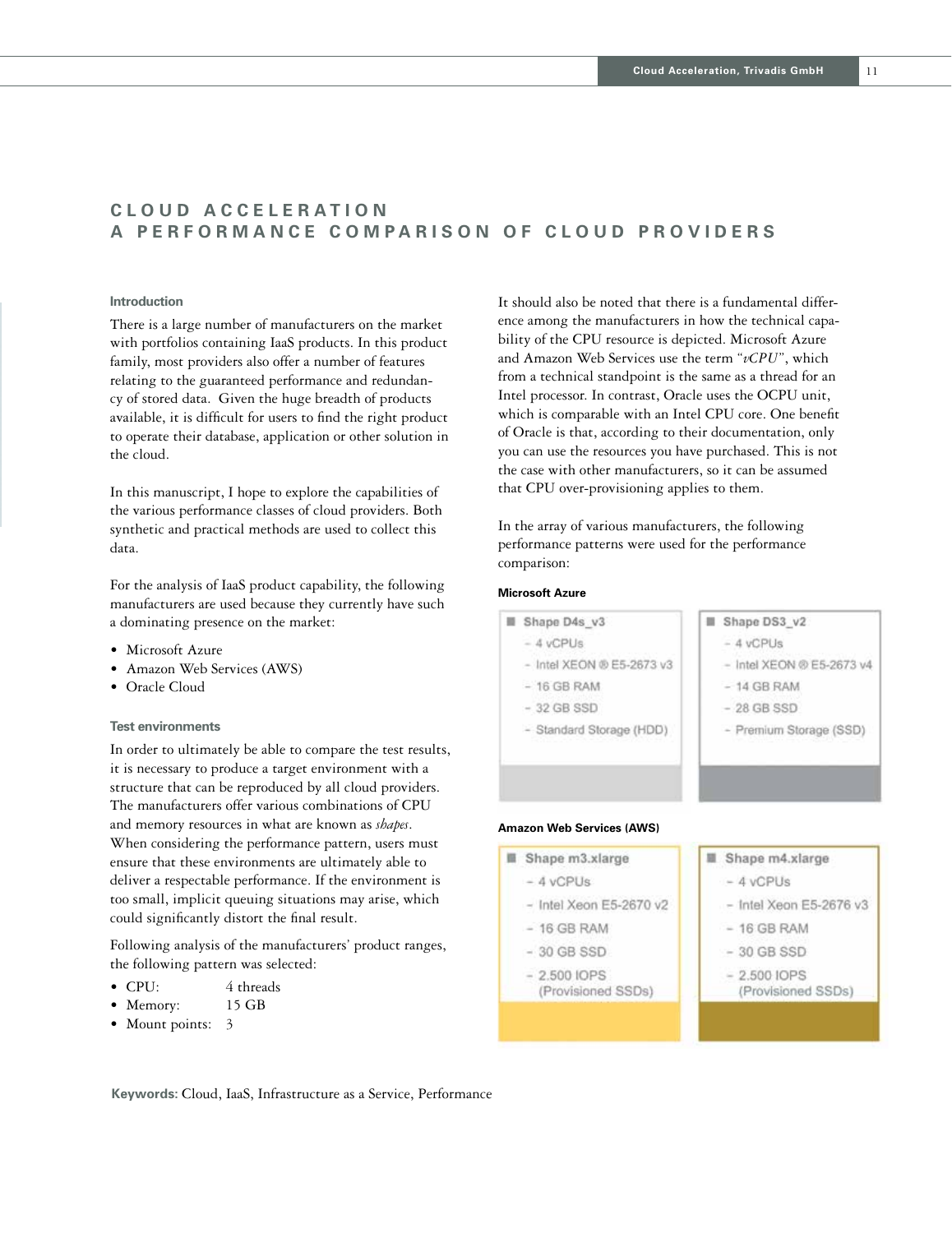# CLOUD ACCELERATION
# A PERFORMANCE COMPARISON OF CLOUD PROVIDERS

### Introduction

There is a large number of manufacturers on the market with portfolios containing IaaS products. In this product family, most providers also offer a number of features relating to the guaranteed performance and redundancy of stored data. Given the huge breadth of products available, it is difficult for users to find the right product to operate their database, application or other solution in the cloud.

In this manuscript, I hope to explore the capabilities of the various performance classes of cloud providers. Both synthetic and practical methods are used to collect this data.

For the analysis of IaaS product capability, the following manufacturers are used because they currently have such a dominating presence on the market:

- Microsoft Azure
- Amazon Web Services (AWS)
- Oracle Cloud

### Test environments

In order to ultimately be able to compare the test results, it is necessary to produce a target environment with a structure that can be reproduced by all cloud providers. The manufacturers offer various combinations of CPU and memory resources in what are known as *shapes*. When considering the performance pattern, users must ensure that these environments are ultimately able to deliver a respectable performance. If the environment is too small, implicit queuing situations may arise, which could significantly distort the final result.

Following analysis of the manufacturers' product ranges, the following pattern was selected:

- CPU: 4 threads
- Memory: 15 GB
- Mount points: 3

It should also be noted that there is a fundamental difference among the manufacturers in how the technical capability of the CPU resource is depicted. Microsoft Azure and Amazon Web Services use the term "*vCPU*", which from a technical standpoint is the same as a thread for an Intel processor. In contrast, Oracle uses the OCPU unit, which is comparable with an Intel CPU core. One benefit of Oracle is that, according to their documentation, only you can use the resources you have purchased. This is not the case with other manufacturers, so it can be assumed that CPU over-provisioning applies to them.

In the array of various manufacturers, the following performance patterns were used for the performance comparison:

**Microsoft Azure**

- Shape D4s_v3
  - 4 vCPUs
  - Intel XEON ® E5-2673 v3
  - 16 GB RAM
  - 32 GB SSD
  - Standard Storage (HDD)

- Shape DS3_v2
  - 4 vCPUs
  - Intel XEON ® E5-2673 v4
  - 14 GB RAM
  - 28 GB SSD
  - Premium Storage (SSD)

**Amazon Web Services (AWS)**

- Shape m3.xlarge
  - 4 vCPUs
  - Intel Xeon E5-2670 v2
  - 16 GB RAM
  - 30 GB SSD
  - 2.500 IOPS (Provisioned SSDs)

- Shape m4.xlarge
  - 4 vCPUs
  - Intel Xeon E5-2676 v3
  - 16 GB RAM
  - 30 GB SSD
  - 2.500 IOPS (Provisioned SSDs)

**Keywords:** Cloud, IaaS, Infrastructure as a Service, Performance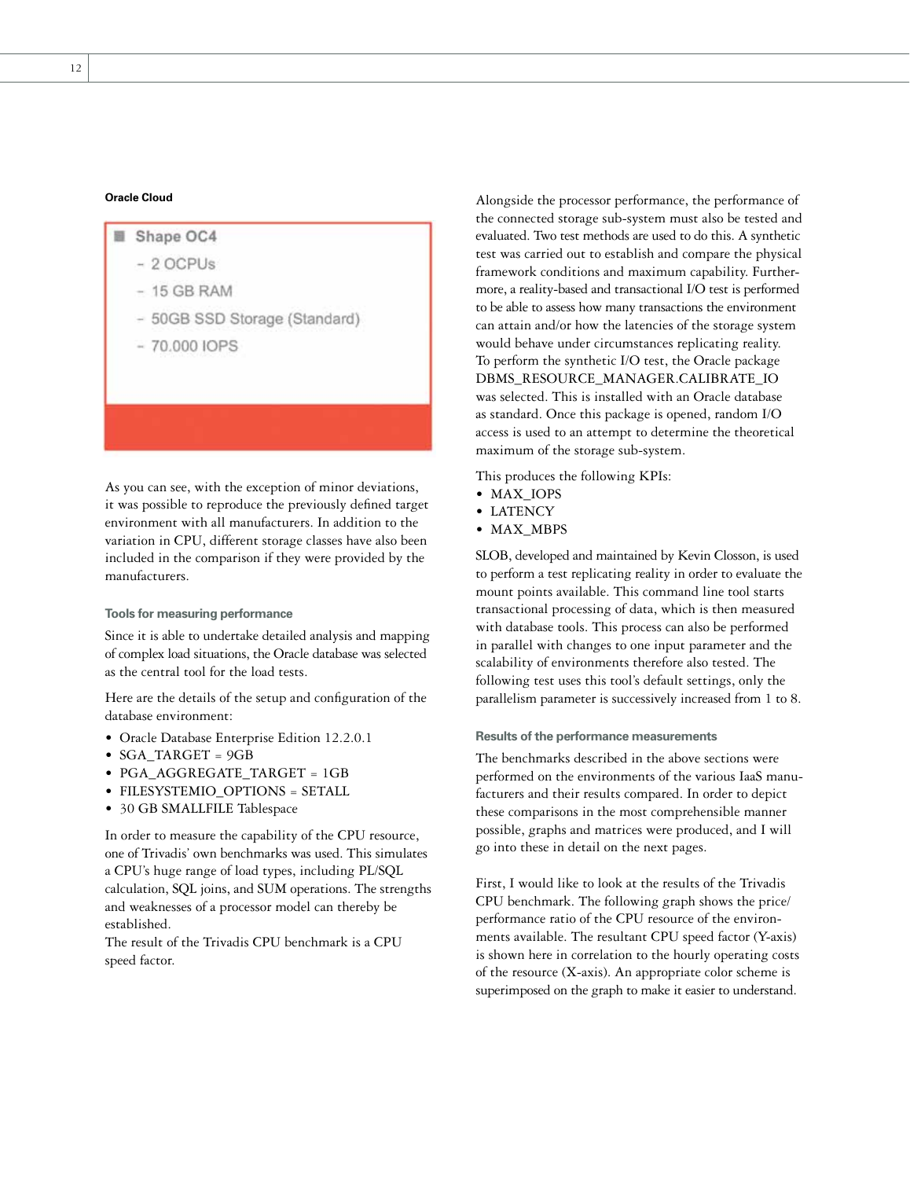**Oracle Cloud**

- Shape OC4
  - 2 OCPUs
  - 15 GB RAM
  - 50GB SSD Storage (Standard)
  - 70.000 IOPS

As you can see, with the exception of minor deviations, it was possible to reproduce the previously defined target environment with all manufacturers. In addition to the variation in CPU, different storage classes have also been included in the comparison if they were provided by the manufacturers.

### Tools for measuring performance

Since it is able to undertake detailed analysis and mapping of complex load situations, the Oracle database was selected as the central tool for the load tests.

Here are the details of the setup and configuration of the database environment:

- Oracle Database Enterprise Edition 12.2.0.1
- SGA_TARGET = 9GB
- PGA_AGGREGATE_TARGET = 1GB
- FILESYSTEMIO_OPTIONS = SETALL
- 30 GB SMALLFILE Tablespace

In order to measure the capability of the CPU resource, one of Trivadis' own benchmarks was used. This simulates a CPU's huge range of load types, including PL/SQL calculation, SQL joins, and SUM operations. The strengths and weaknesses of a processor model can thereby be established.
The result of the Trivadis CPU benchmark is a CPU speed factor.

Alongside the processor performance, the performance of the connected storage sub-system must also be tested and evaluated. Two test methods are used to do this. A synthetic test was carried out to establish and compare the physical framework conditions and maximum capability. Furthermore, a reality-based and transactional I/O test is performed to be able to assess how many transactions the environment can attain and/or how the latencies of the storage system would behave under circumstances replicating reality.
To perform the synthetic I/O test, the Oracle package DBMS_RESOURCE_MANAGER.CALIBRATE_IO was selected. This is installed with an Oracle database as standard. Once this package is opened, random I/O access is used to an attempt to determine the theoretical maximum of the storage sub-system.

This produces the following KPIs:

- MAX_IOPS
- LATENCY
- MAX_MBPS

SLOB, developed and maintained by Kevin Closson, is used to perform a test replicating reality in order to evaluate the mount points available. This command line tool starts transactional processing of data, which is then measured with database tools. This process can also be performed in parallel with changes to one input parameter and the scalability of environments therefore also tested. The following test uses this tool's default settings, only the parallelism parameter is successively increased from 1 to 8.

### Results of the performance measurements

The benchmarks described in the above sections were performed on the environments of the various IaaS manufacturers and their results compared. In order to depict these comparisons in the most comprehensible manner possible, graphs and matrices were produced, and I will go into these in detail on the next pages.

First, I would like to look at the results of the Trivadis CPU benchmark. The following graph shows the price/performance ratio of the CPU resource of the environments available. The resultant CPU speed factor (Y-axis) is shown here in correlation to the hourly operating costs of the resource (X-axis). An appropriate color scheme is superimposed on the graph to make it easier to understand.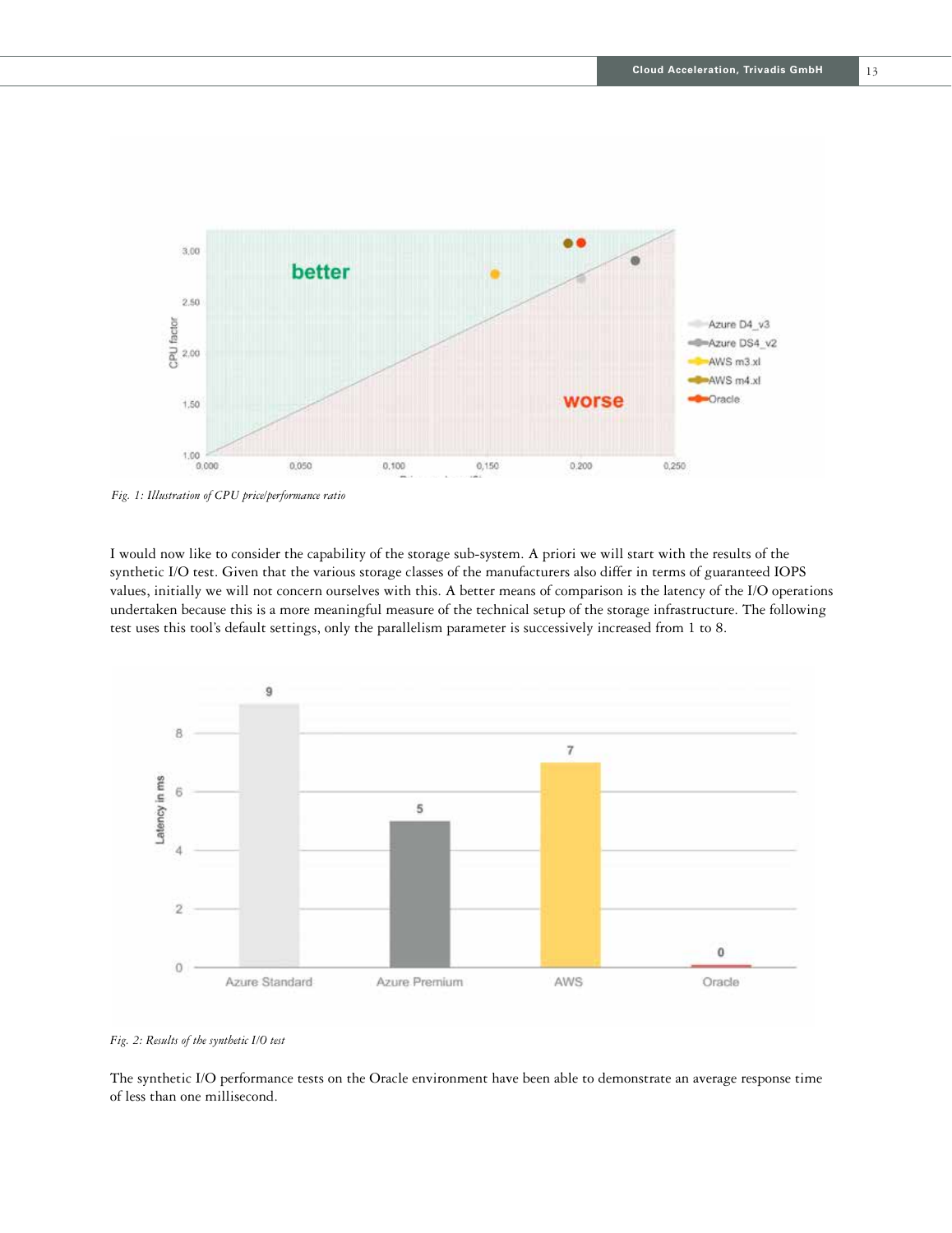3,00

better

2,50

CPU factor

2,00

1,50

worse

1,00

0,000 0,050 0,100 0,150 0,200 0,250

Azure D4_v3
Azure DS4_v2
AWS m3.xl
AWS m4.xl
Oracle

*Fig. 1: Illustration of CPU price/performance ratio*

I would now like to consider the capability of the storage sub-system. A priori we will start with the results of the synthetic I/O test. Given that the various storage classes of the manufacturers also differ in terms of guaranteed IOPS values, initially we will not concern ourselves with this. A better means of comparison is the latency of the I/O operations undertaken because this is a more meaningful measure of the technical setup of the storage infrastructure. The following test uses this tool's default settings, only the parallelism parameter is successively increased from 1 to 8.

Latency in ms

0 2 4 6 8

9 5 7 0

Azure Standard Azure Premium AWS Oracle

*Fig. 2: Results of the synthetic I/O test*

The synthetic I/O performance tests on the Oracle environment have been able to demonstrate an average response time of less than one millisecond.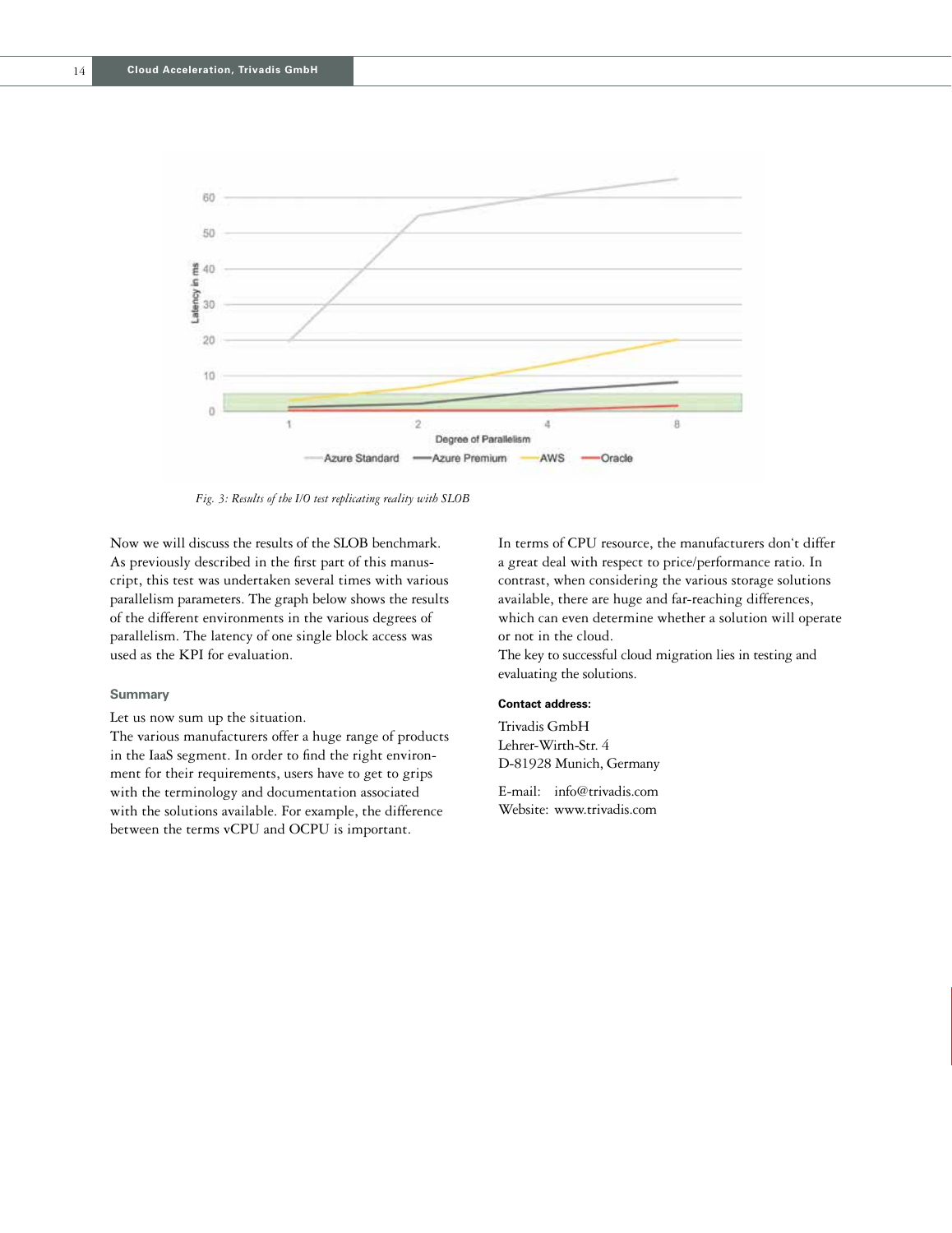60
50
40
30
20
10
0

Latency in ms

1
2
4
8

Degree of Parallelism

Azure Standard
Azure Premium
AWS
Oracle

*Fig. 3: Results of the I/O test replicating reality with SLOB*

Now we will discuss the results of the SLOB benchmark. As previously described in the first part of this manuscript, this test was undertaken several times with various parallelism parameters. The graph below shows the results of the different environments in the various degrees of parallelism. The latency of one single block access was used as the KPI for evaluation.

### Summary

Let us now sum up the situation.
The various manufacturers offer a huge range of products in the IaaS segment. In order to find the right environment for their requirements, users have to get to grips with the terminology and documentation associated with the solutions available. For example, the difference between the terms vCPU and OCPU is important.

In terms of CPU resource, the manufacturers don't differ a great deal with respect to price/performance ratio. In contrast, when considering the various storage solutions available, there are huge and far-reaching differences, which can even determine whether a solution will operate or not in the cloud.
The key to successful cloud migration lies in testing and evaluating the solutions.

**Contact address:**

Trivadis GmbH
Lehrer-Wirth-Str. 4
D-81928 Munich, Germany

E-mail: info@trivadis.com
Website: www.trivadis.com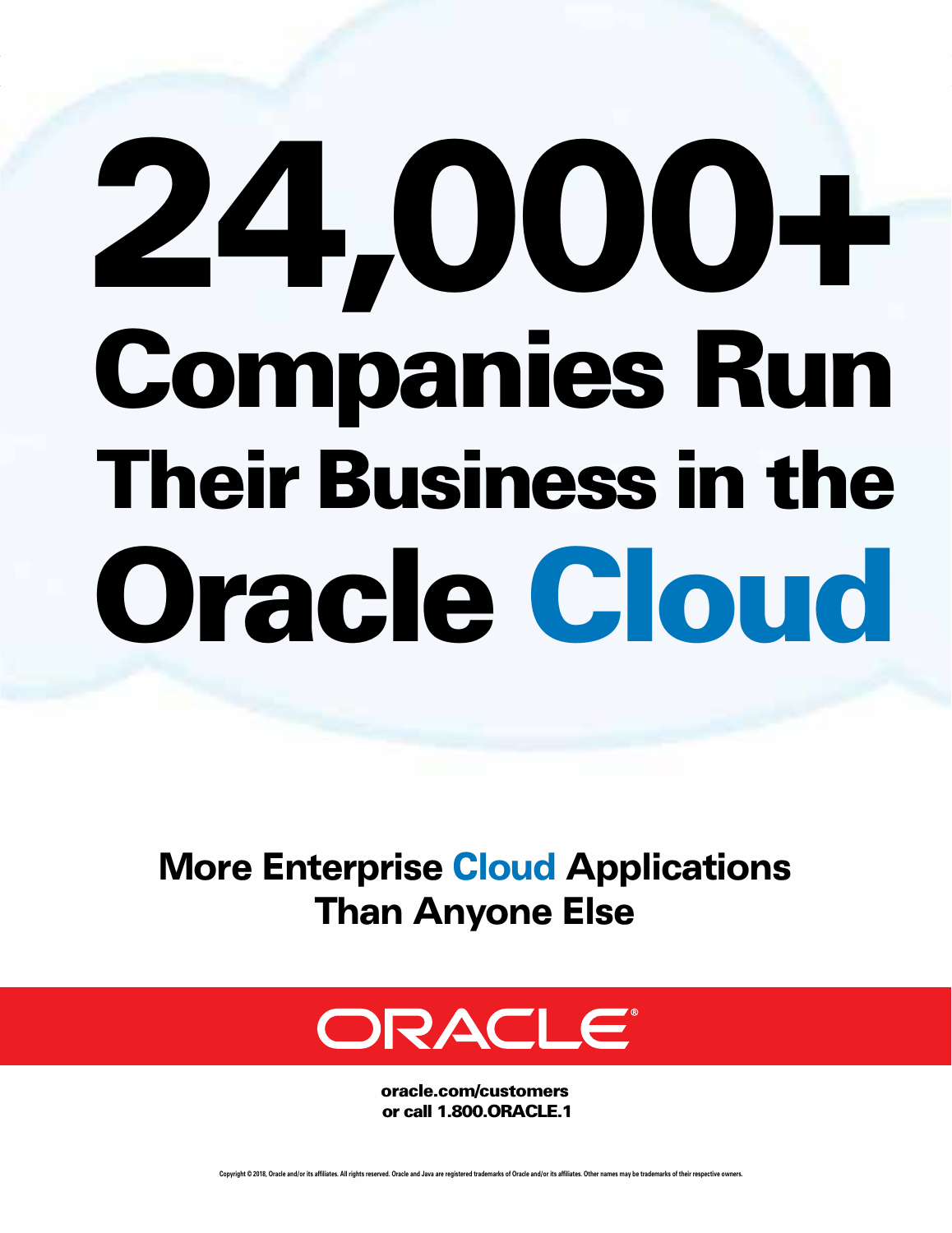# 24,000+ Companies Run Their Business in the Oracle Cloud

**More Enterprise Cloud Applications Than Anyone Else**

ORACLE

**oracle.com/customers**
**or call 1.800.ORACLE.1**

Copyright © 2018, Oracle and/or its affiliates. All rights reserved. Oracle and Java are registered trademarks of Oracle and/or its affiliates. Other names may be trademarks of their respective owners.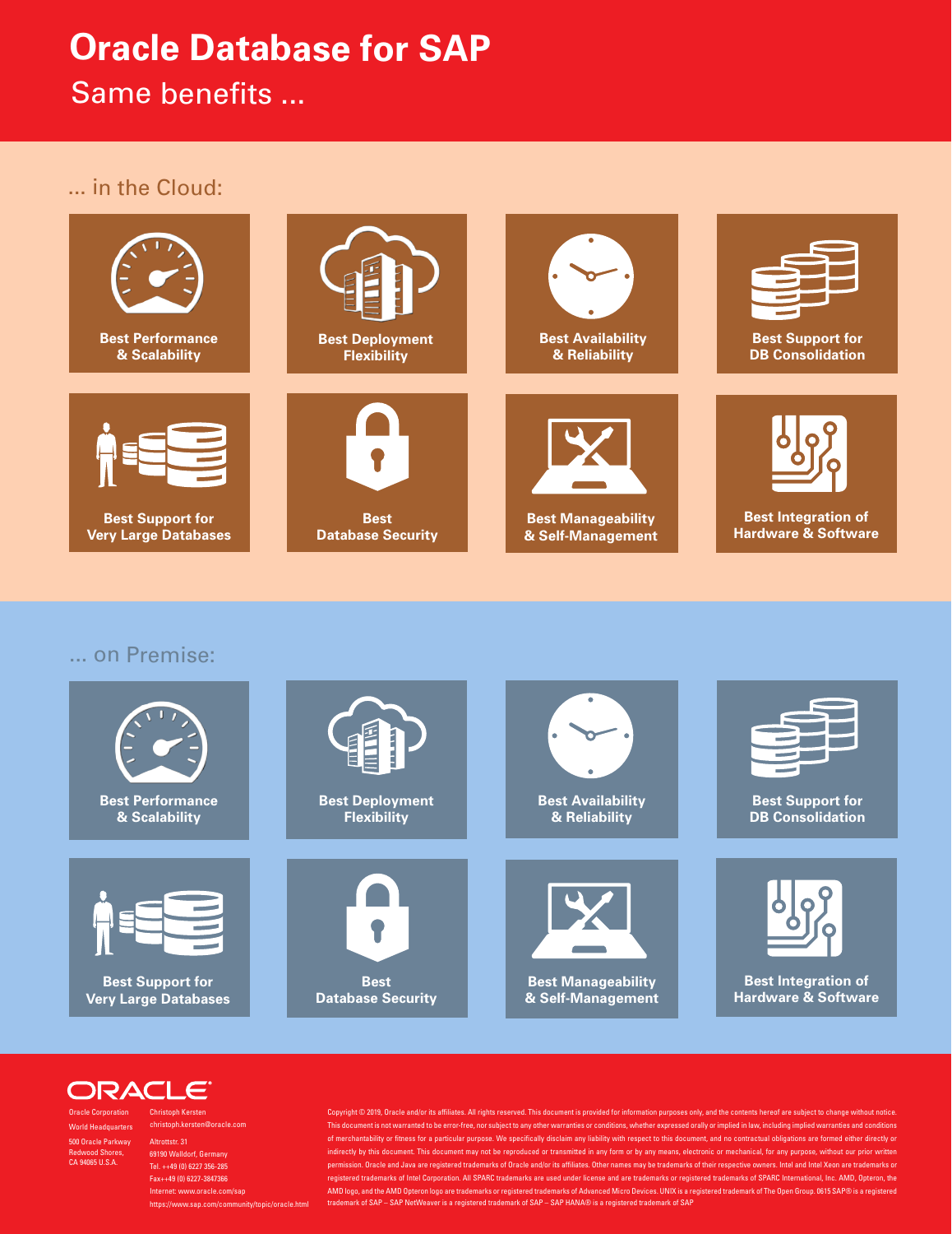# Oracle Database for SAP

Same benefits ...

## ... in the Cloud:

- **Best Performance & Scalability**
- **Best Deployment Flexibility**
- **Best Availability & Reliability**
- **Best Support for DB Consolidation**
- **Best Support for Very Large Databases**
- **Best Database Security**
- **Best Manageability & Self-Management**
- **Best Integration of Hardware & Software**

## ... on Premise:

- **Best Performance & Scalability**
- **Best Deployment Flexibility**
- **Best Availability & Reliability**
- **Best Support for DB Consolidation**
- **Best Support for Very Large Databases**
- **Best Database Security**
- **Best Manageability & Self-Management**
- **Best Integration of Hardware & Software**

ORACLE

Oracle Corporation
World Headquarters
500 Oracle Parkway
Redwood Shores,
CA 94065 U.S.A.

Christoph Kersten
christoph.kersten@oracle.com
Altrottstr. 31
69190 Walldorf, Germany
Tel. ++49 (0) 6227 356-285
Fax++49 (0) 6227-3847366
Internet: www.oracle.com/sap
https://www.sap.com/community/topic/oracle.html

Copyright © 2019, Oracle and/or its affiliates. All rights reserved. This document is provided for information purposes only, and the contents hereof are subject to change without notice. This document is not warranted to be error-free, nor subject to any other warranties or conditions, whether expressed orally or implied in law, including implied warranties and conditions of merchantability or fitness for a particular purpose. We specifically disclaim any liability with respect to this document, and no contractual obligations are formed either directly or indirectly by this document. This document may not be reproduced or transmitted in any form or by any means, electronic or mechanical, for any purpose, without our prior written permission. Oracle and Java are registered trademarks of Oracle and/or its affiliates. Other names may be trademarks of their respective owners. Intel and Intel Xeon are trademarks or registered trademarks of Intel Corporation. All SPARC trademarks are used under license and are trademarks or registered trademarks of SPARC International, Inc. AMD, Opteron, the AMD logo, and the AMD Opteron logo are trademarks or registered trademarks of Advanced Micro Devices. UNIX is a registered trademark of The Open Group. 0615 SAP® is a registered trademark of SAP – SAP NetWeaver is a registered trademark of SAP – SAP HANA® is a registered trademark of SAP